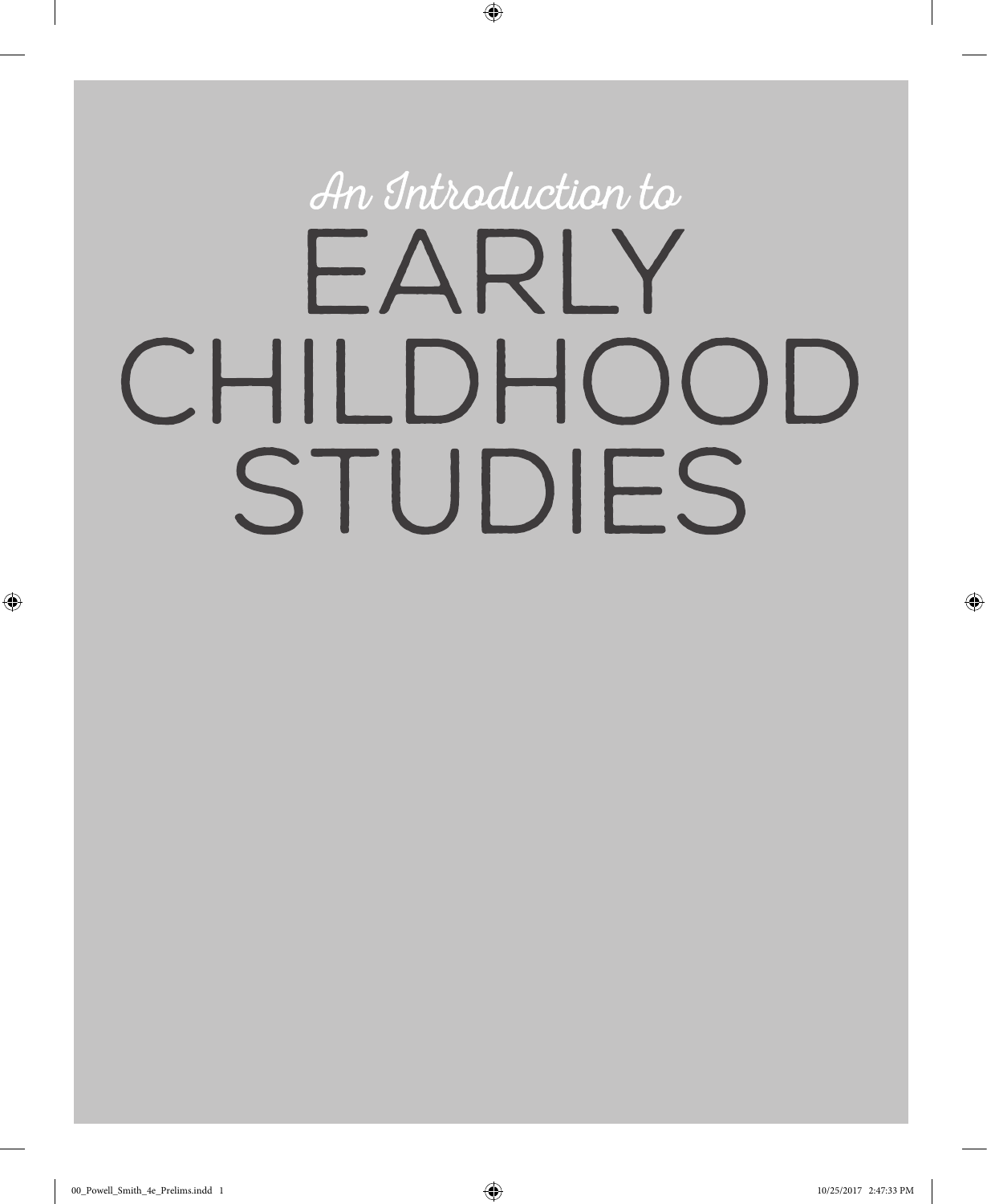# An Introduction to EARLY CHILDHOOD STUDIES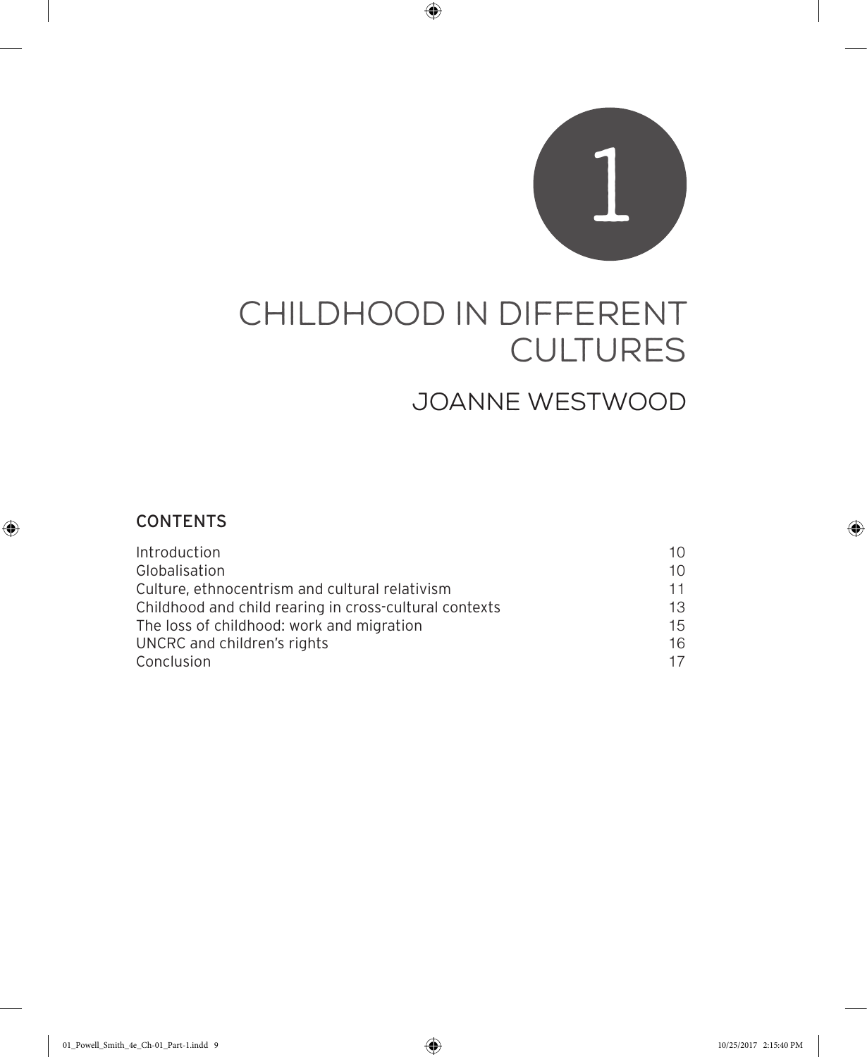# 1

# CHILDHOOD IN DIFFERENT CULTURES

## JOANNE WESTWOOD

### CONTENTS

| | |
|---|---|
| Introduction | 10 |
| Globalisation | 10 |
| Culture, ethnocentrism and cultural relativism | 11 |
| Childhood and child rearing in cross-cultural contexts | 13 |
| The loss of childhood: work and migration | 15 |
| UNCRC and children's rights | 16 |
| Conclusion | 17 |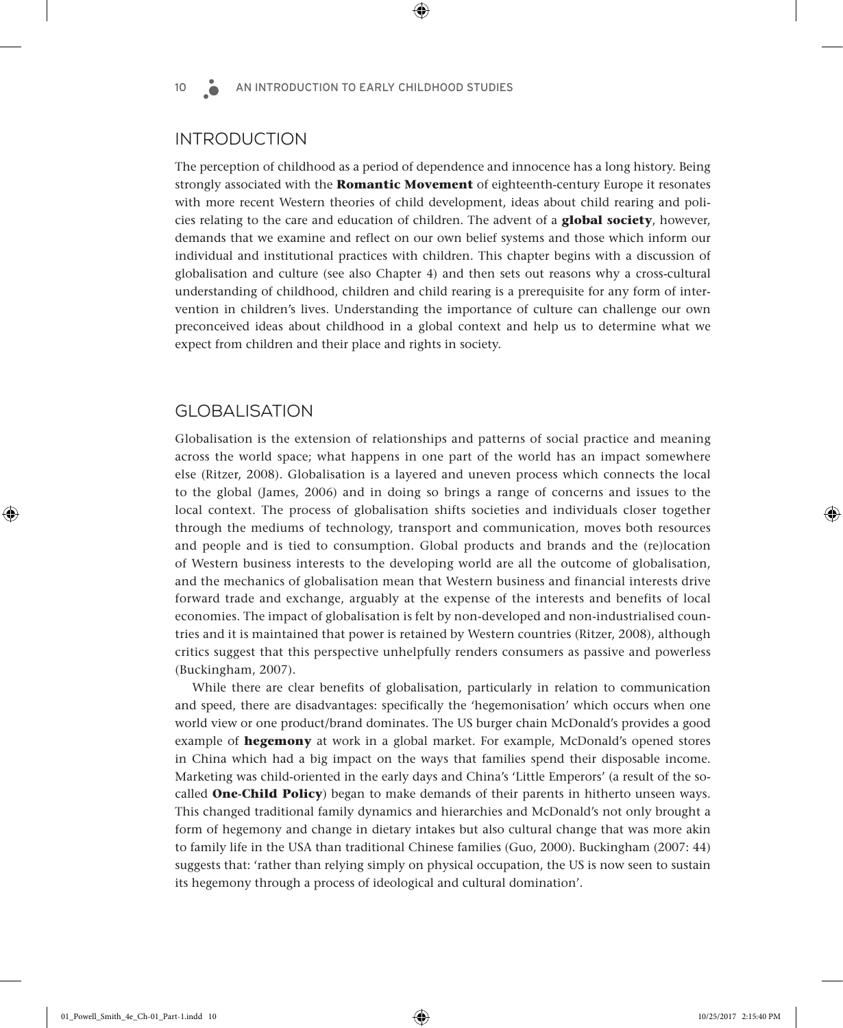## INTRODUCTION

The perception of childhood as a period of dependence and innocence has a long history. Being strongly associated with the **Romantic Movement** of eighteenth-century Europe it resonates with more recent Western theories of child development, ideas about child rearing and policies relating to the care and education of children. The advent of a **global society**, however, demands that we examine and reflect on our own belief systems and those which inform our individual and institutional practices with children. This chapter begins with a discussion of globalisation and culture (see also Chapter 4) and then sets out reasons why a cross-cultural understanding of childhood, children and child rearing is a prerequisite for any form of intervention in children's lives. Understanding the importance of culture can challenge our own preconceived ideas about childhood in a global context and help us to determine what we expect from children and their place and rights in society.

## GLOBALISATION

Globalisation is the extension of relationships and patterns of social practice and meaning across the world space; what happens in one part of the world has an impact somewhere else (Ritzer, 2008). Globalisation is a layered and uneven process which connects the local to the global (James, 2006) and in doing so brings a range of concerns and issues to the local context. The process of globalisation shifts societies and individuals closer together through the mediums of technology, transport and communication, moves both resources and people and is tied to consumption. Global products and brands and the (re)location of Western business interests to the developing world are all the outcome of globalisation, and the mechanics of globalisation mean that Western business and financial interests drive forward trade and exchange, arguably at the expense of the interests and benefits of local economies. The impact of globalisation is felt by non-developed and non-industrialised countries and it is maintained that power is retained by Western countries (Ritzer, 2008), although critics suggest that this perspective unhelpfully renders consumers as passive and powerless (Buckingham, 2007).

While there are clear benefits of globalisation, particularly in relation to communication and speed, there are disadvantages: specifically the 'hegemonisation' which occurs when one world view or one product/brand dominates. The US burger chain McDonald's provides a good example of **hegemony** at work in a global market. For example, McDonald's opened stores in China which had a big impact on the ways that families spend their disposable income. Marketing was child-oriented in the early days and China's 'Little Emperors' (a result of the so-called **One-Child Policy**) began to make demands of their parents in hitherto unseen ways. This changed traditional family dynamics and hierarchies and McDonald's not only brought a form of hegemony and change in dietary intakes but also cultural change that was more akin to family life in the USA than traditional Chinese families (Guo, 2000). Buckingham (2007: 44) suggests that: 'rather than relying simply on physical occupation, the US is now seen to sustain its hegemony through a process of ideological and cultural domination'.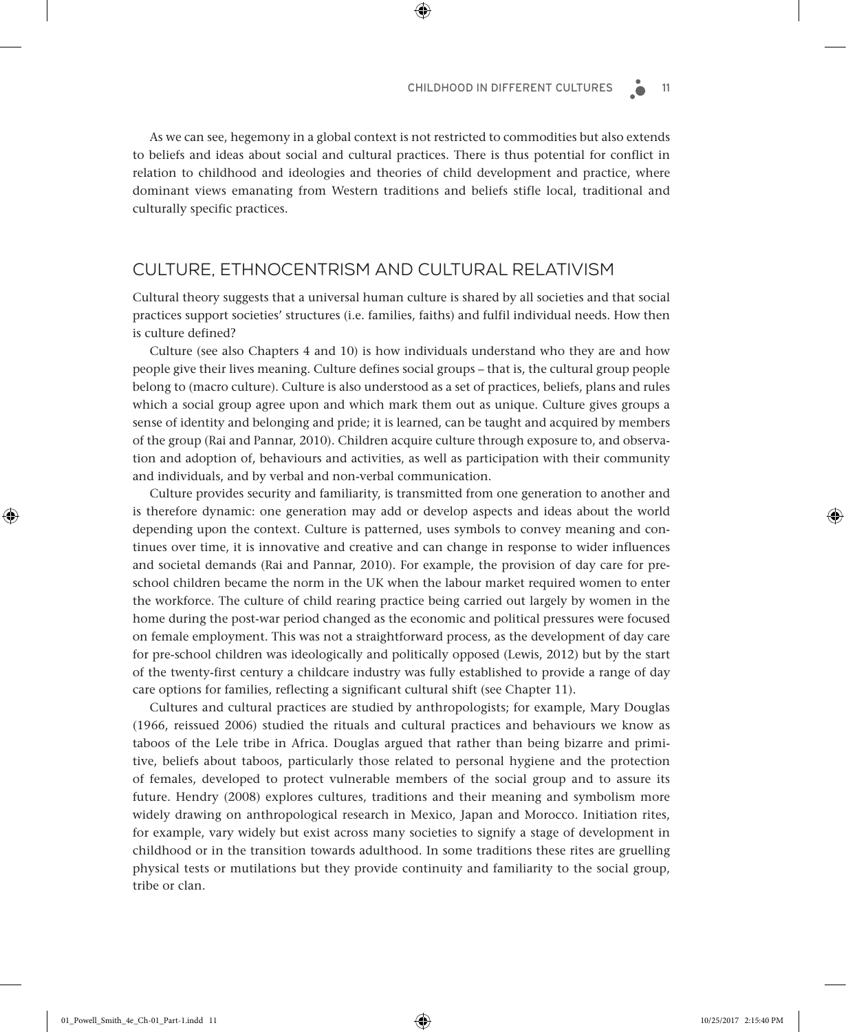As we can see, hegemony in a global context is not restricted to commodities but also extends to beliefs and ideas about social and cultural practices. There is thus potential for conflict in relation to childhood and ideologies and theories of child development and practice, where dominant views emanating from Western traditions and beliefs stifle local, traditional and culturally specific practices.

## CULTURE, ETHNOCENTRISM AND CULTURAL RELATIVISM

Cultural theory suggests that a universal human culture is shared by all societies and that social practices support societies' structures (i.e. families, faiths) and fulfil individual needs. How then is culture defined?

Culture (see also Chapters 4 and 10) is how individuals understand who they are and how people give their lives meaning. Culture defines social groups – that is, the cultural group people belong to (macro culture). Culture is also understood as a set of practices, beliefs, plans and rules which a social group agree upon and which mark them out as unique. Culture gives groups a sense of identity and belonging and pride; it is learned, can be taught and acquired by members of the group (Rai and Pannar, 2010). Children acquire culture through exposure to, and observation and adoption of, behaviours and activities, as well as participation with their community and individuals, and by verbal and non-verbal communication.

Culture provides security and familiarity, is transmitted from one generation to another and is therefore dynamic: one generation may add or develop aspects and ideas about the world depending upon the context. Culture is patterned, uses symbols to convey meaning and continues over time, it is innovative and creative and can change in response to wider influences and societal demands (Rai and Pannar, 2010). For example, the provision of day care for pre-school children became the norm in the UK when the labour market required women to enter the workforce. The culture of child rearing practice being carried out largely by women in the home during the post-war period changed as the economic and political pressures were focused on female employment. This was not a straightforward process, as the development of day care for pre-school children was ideologically and politically opposed (Lewis, 2012) but by the start of the twenty-first century a childcare industry was fully established to provide a range of day care options for families, reflecting a significant cultural shift (see Chapter 11).

Cultures and cultural practices are studied by anthropologists; for example, Mary Douglas (1966, reissued 2006) studied the rituals and cultural practices and behaviours we know as taboos of the Lele tribe in Africa. Douglas argued that rather than being bizarre and primitive, beliefs about taboos, particularly those related to personal hygiene and the protection of females, developed to protect vulnerable members of the social group and to assure its future. Hendry (2008) explores cultures, traditions and their meaning and symbolism more widely drawing on anthropological research in Mexico, Japan and Morocco. Initiation rites, for example, vary widely but exist across many societies to signify a stage of development in childhood or in the transition towards adulthood. In some traditions these rites are gruelling physical tests or mutilations but they provide continuity and familiarity to the social group, tribe or clan.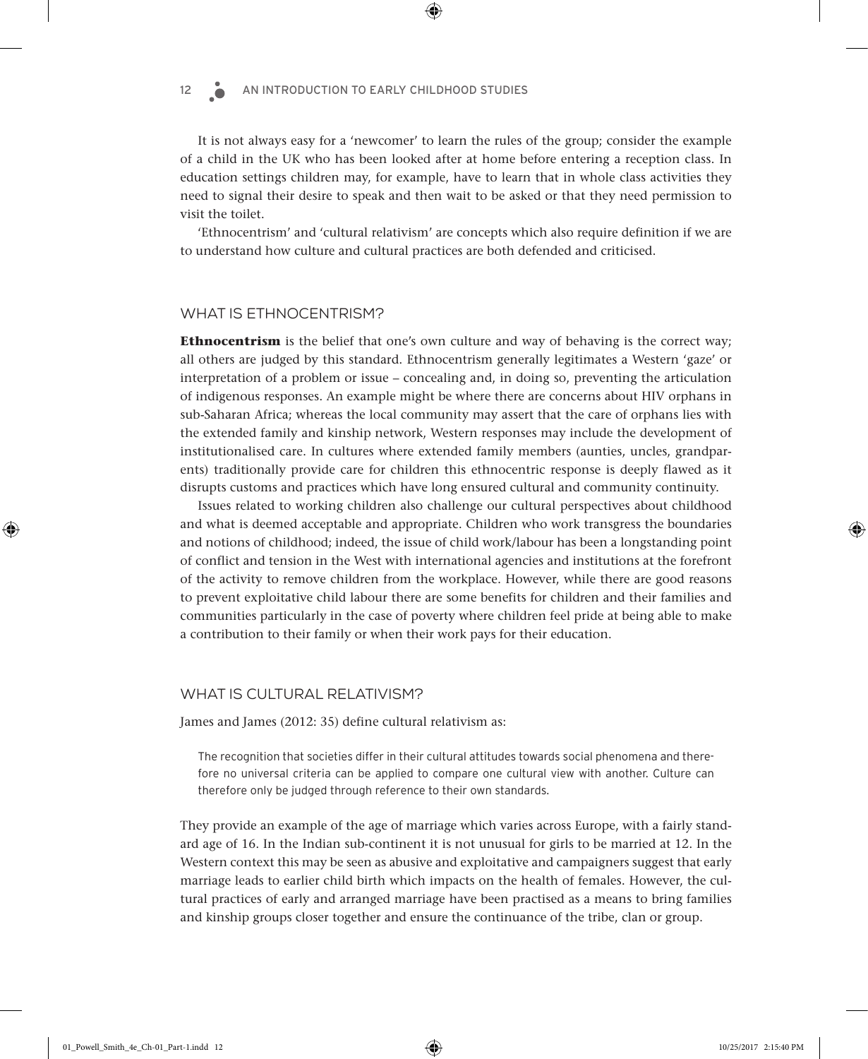It is not always easy for a 'newcomer' to learn the rules of the group; consider the example of a child in the UK who has been looked after at home before entering a reception class. In education settings children may, for example, have to learn that in whole class activities they need to signal their desire to speak and then wait to be asked or that they need permission to visit the toilet.

'Ethnocentrism' and 'cultural relativism' are concepts which also require definition if we are to understand how culture and cultural practices are both defended and criticised.

## WHAT IS ETHNOCENTRISM?

**Ethnocentrism** is the belief that one's own culture and way of behaving is the correct way; all others are judged by this standard. Ethnocentrism generally legitimates a Western 'gaze' or interpretation of a problem or issue – concealing and, in doing so, preventing the articulation of indigenous responses. An example might be where there are concerns about HIV orphans in sub-Saharan Africa; whereas the local community may assert that the care of orphans lies with the extended family and kinship network, Western responses may include the development of institutionalised care. In cultures where extended family members (aunties, uncles, grandparents) traditionally provide care for children this ethnocentric response is deeply flawed as it disrupts customs and practices which have long ensured cultural and community continuity.

Issues related to working children also challenge our cultural perspectives about childhood and what is deemed acceptable and appropriate. Children who work transgress the boundaries and notions of childhood; indeed, the issue of child work/labour has been a longstanding point of conflict and tension in the West with international agencies and institutions at the forefront of the activity to remove children from the workplace. However, while there are good reasons to prevent exploitative child labour there are some benefits for children and their families and communities particularly in the case of poverty where children feel pride at being able to make a contribution to their family or when their work pays for their education.

## WHAT IS CULTURAL RELATIVISM?

James and James (2012: 35) define cultural relativism as:

> The recognition that societies differ in their cultural attitudes towards social phenomena and therefore no universal criteria can be applied to compare one cultural view with another. Culture can therefore only be judged through reference to their own standards.

They provide an example of the age of marriage which varies across Europe, with a fairly standard age of 16. In the Indian sub-continent it is not unusual for girls to be married at 12. In the Western context this may be seen as abusive and exploitative and campaigners suggest that early marriage leads to earlier child birth which impacts on the health of females. However, the cultural practices of early and arranged marriage have been practised as a means to bring families and kinship groups closer together and ensure the continuance of the tribe, clan or group.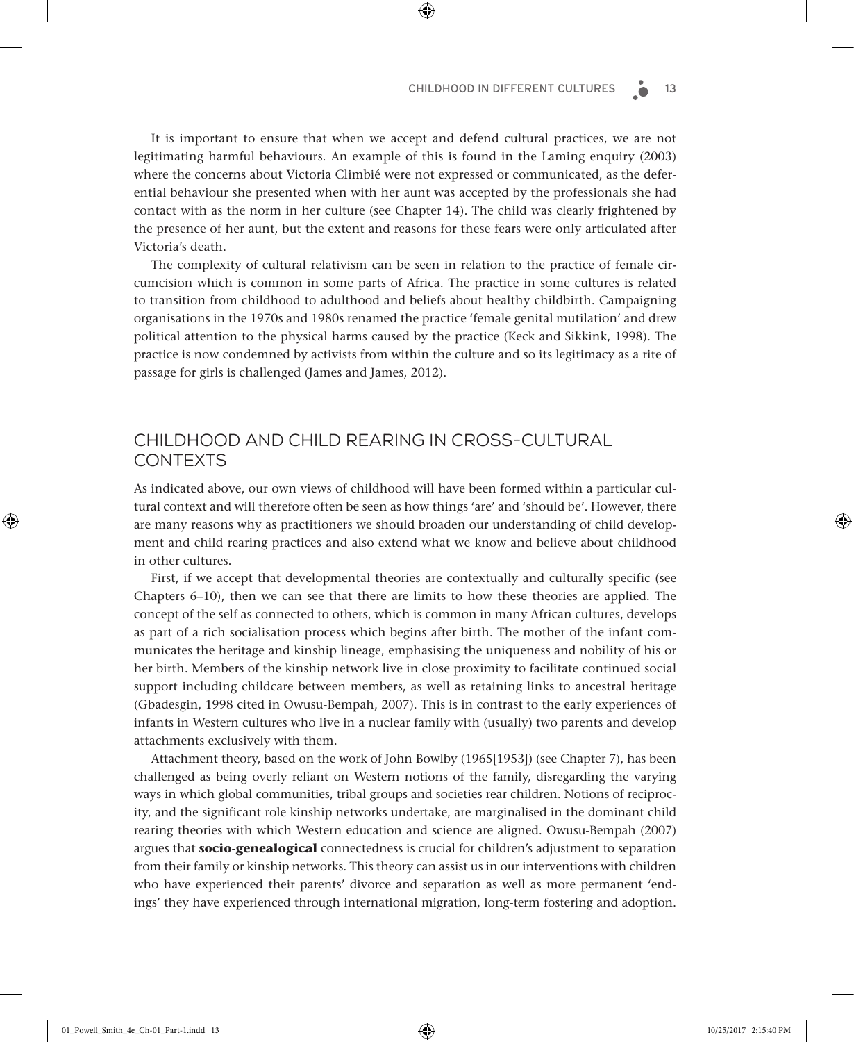It is important to ensure that when we accept and defend cultural practices, we are not legitimating harmful behaviours. An example of this is found in the Laming enquiry (2003) where the concerns about Victoria Climbié were not expressed or communicated, as the deferential behaviour she presented when with her aunt was accepted by the professionals she had contact with as the norm in her culture (see Chapter 14). The child was clearly frightened by the presence of her aunt, but the extent and reasons for these fears were only articulated after Victoria's death.

The complexity of cultural relativism can be seen in relation to the practice of female circumcision which is common in some parts of Africa. The practice in some cultures is related to transition from childhood to adulthood and beliefs about healthy childbirth. Campaigning organisations in the 1970s and 1980s renamed the practice 'female genital mutilation' and drew political attention to the physical harms caused by the practice (Keck and Sikkink, 1998). The practice is now condemned by activists from within the culture and so its legitimacy as a rite of passage for girls is challenged (James and James, 2012).

## CHILDHOOD AND CHILD REARING IN CROSS-CULTURAL CONTEXTS

As indicated above, our own views of childhood will have been formed within a particular cultural context and will therefore often be seen as how things 'are' and 'should be'. However, there are many reasons why as practitioners we should broaden our understanding of child development and child rearing practices and also extend what we know and believe about childhood in other cultures.

First, if we accept that developmental theories are contextually and culturally specific (see Chapters 6–10), then we can see that there are limits to how these theories are applied. The concept of the self as connected to others, which is common in many African cultures, develops as part of a rich socialisation process which begins after birth. The mother of the infant communicates the heritage and kinship lineage, emphasising the uniqueness and nobility of his or her birth. Members of the kinship network live in close proximity to facilitate continued social support including childcare between members, as well as retaining links to ancestral heritage (Gbadesgin, 1998 cited in Owusu-Bempah, 2007). This is in contrast to the early experiences of infants in Western cultures who live in a nuclear family with (usually) two parents and develop attachments exclusively with them.

Attachment theory, based on the work of John Bowlby (1965[1953]) (see Chapter 7), has been challenged as being overly reliant on Western notions of the family, disregarding the varying ways in which global communities, tribal groups and societies rear children. Notions of reciprocity, and the significant role kinship networks undertake, are marginalised in the dominant child rearing theories with which Western education and science are aligned. Owusu-Bempah (2007) argues that **socio-genealogical** connectedness is crucial for children's adjustment to separation from their family or kinship networks. This theory can assist us in our interventions with children who have experienced their parents' divorce and separation as well as more permanent 'endings' they have experienced through international migration, long-term fostering and adoption.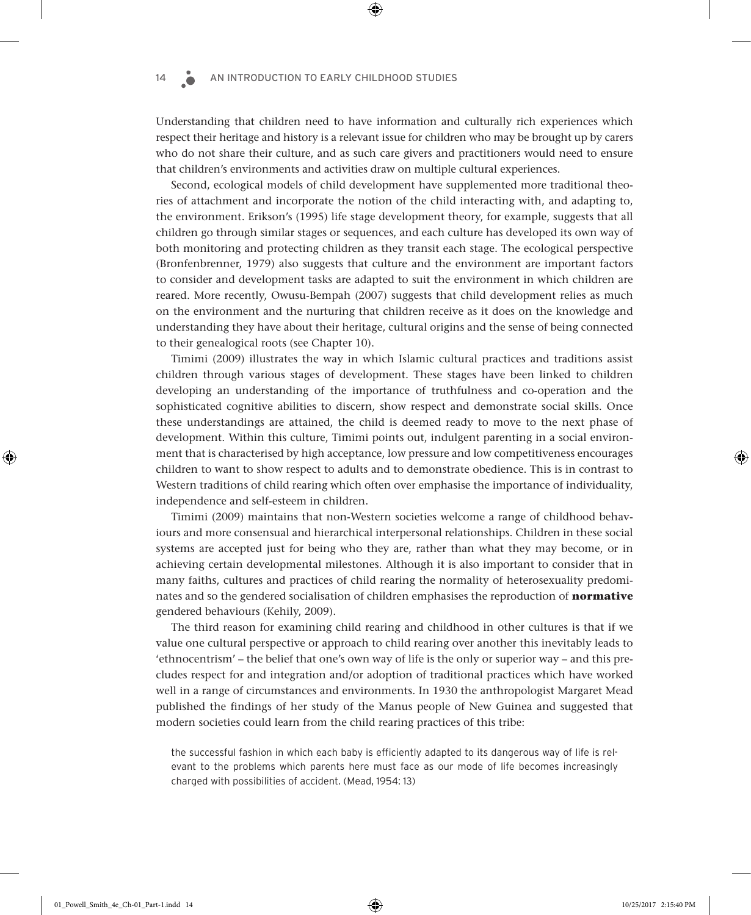Understanding that children need to have information and culturally rich experiences which respect their heritage and history is a relevant issue for children who may be brought up by carers who do not share their culture, and as such care givers and practitioners would need to ensure that children's environments and activities draw on multiple cultural experiences.

Second, ecological models of child development have supplemented more traditional theories of attachment and incorporate the notion of the child interacting with, and adapting to, the environment. Erikson's (1995) life stage development theory, for example, suggests that all children go through similar stages or sequences, and each culture has developed its own way of both monitoring and protecting children as they transit each stage. The ecological perspective (Bronfenbrenner, 1979) also suggests that culture and the environment are important factors to consider and development tasks are adapted to suit the environment in which children are reared. More recently, Owusu-Bempah (2007) suggests that child development relies as much on the environment and the nurturing that children receive as it does on the knowledge and understanding they have about their heritage, cultural origins and the sense of being connected to their genealogical roots (see Chapter 10).

Timimi (2009) illustrates the way in which Islamic cultural practices and traditions assist children through various stages of development. These stages have been linked to children developing an understanding of the importance of truthfulness and co-operation and the sophisticated cognitive abilities to discern, show respect and demonstrate social skills. Once these understandings are attained, the child is deemed ready to move to the next phase of development. Within this culture, Timimi points out, indulgent parenting in a social environment that is characterised by high acceptance, low pressure and low competitiveness encourages children to want to show respect to adults and to demonstrate obedience. This is in contrast to Western traditions of child rearing which often over emphasise the importance of individuality, independence and self-esteem in children.

Timimi (2009) maintains that non-Western societies welcome a range of childhood behaviours and more consensual and hierarchical interpersonal relationships. Children in these social systems are accepted just for being who they are, rather than what they may become, or in achieving certain developmental milestones. Although it is also important to consider that in many faiths, cultures and practices of child rearing the normality of heterosexuality predominates and so the gendered socialisation of children emphasises the reproduction of **normative** gendered behaviours (Kehily, 2009).

The third reason for examining child rearing and childhood in other cultures is that if we value one cultural perspective or approach to child rearing over another this inevitably leads to 'ethnocentrism' – the belief that one's own way of life is the only or superior way – and this precludes respect for and integration and/or adoption of traditional practices which have worked well in a range of circumstances and environments. In 1930 the anthropologist Margaret Mead published the findings of her study of the Manus people of New Guinea and suggested that modern societies could learn from the child rearing practices of this tribe:

> the successful fashion in which each baby is efficiently adapted to its dangerous way of life is relevant to the problems which parents here must face as our mode of life becomes increasingly charged with possibilities of accident. (Mead, 1954: 13)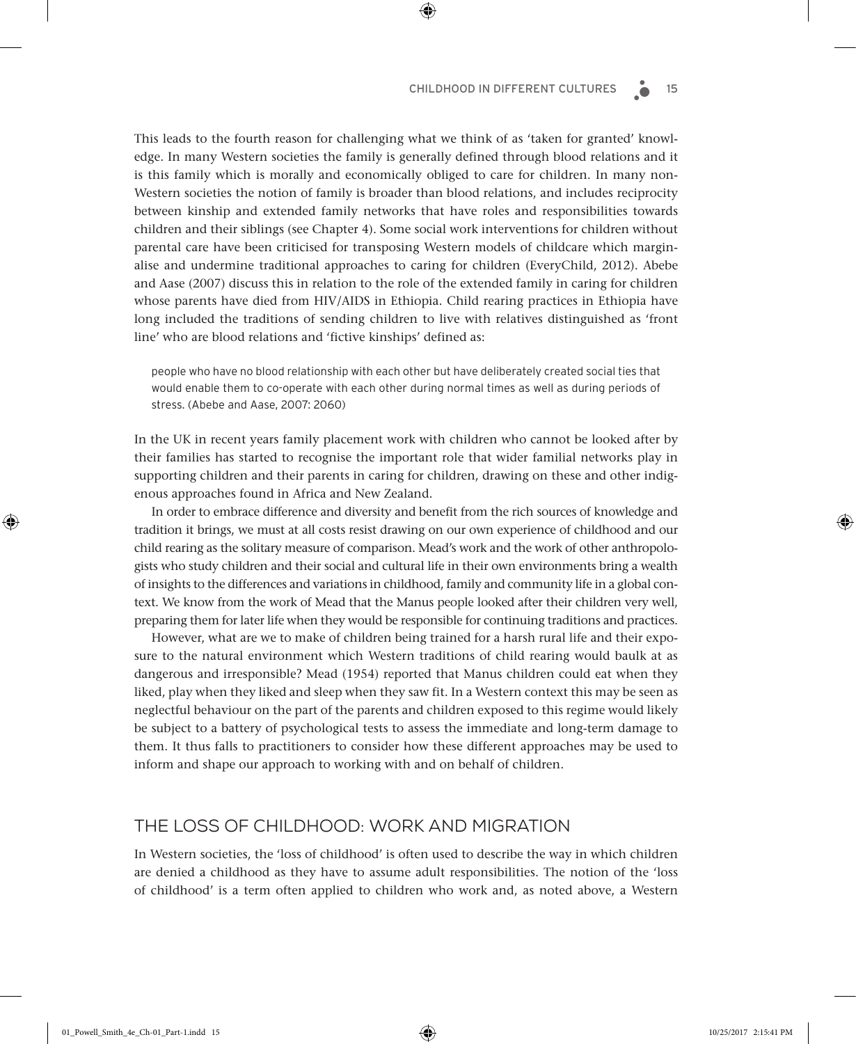This leads to the fourth reason for challenging what we think of as 'taken for granted' knowledge. In many Western societies the family is generally defined through blood relations and it is this family which is morally and economically obliged to care for children. In many non-Western societies the notion of family is broader than blood relations, and includes reciprocity between kinship and extended family networks that have roles and responsibilities towards children and their siblings (see Chapter 4). Some social work interventions for children without parental care have been criticised for transposing Western models of childcare which marginalise and undermine traditional approaches to caring for children (EveryChild, 2012). Abebe and Aase (2007) discuss this in relation to the role of the extended family in caring for children whose parents have died from HIV/AIDS in Ethiopia. Child rearing practices in Ethiopia have long included the traditions of sending children to live with relatives distinguished as 'front line' who are blood relations and 'fictive kinships' defined as:

> people who have no blood relationship with each other but have deliberately created social ties that would enable them to co-operate with each other during normal times as well as during periods of stress. (Abebe and Aase, 2007: 2060)

In the UK in recent years family placement work with children who cannot be looked after by their families has started to recognise the important role that wider familial networks play in supporting children and their parents in caring for children, drawing on these and other indigenous approaches found in Africa and New Zealand.

In order to embrace difference and diversity and benefit from the rich sources of knowledge and tradition it brings, we must at all costs resist drawing on our own experience of childhood and our child rearing as the solitary measure of comparison. Mead's work and the work of other anthropologists who study children and their social and cultural life in their own environments bring a wealth of insights to the differences and variations in childhood, family and community life in a global context. We know from the work of Mead that the Manus people looked after their children very well, preparing them for later life when they would be responsible for continuing traditions and practices.

However, what are we to make of children being trained for a harsh rural life and their exposure to the natural environment which Western traditions of child rearing would baulk at as dangerous and irresponsible? Mead (1954) reported that Manus children could eat when they liked, play when they liked and sleep when they saw fit. In a Western context this may be seen as neglectful behaviour on the part of the parents and children exposed to this regime would likely be subject to a battery of psychological tests to assess the immediate and long-term damage to them. It thus falls to practitioners to consider how these different approaches may be used to inform and shape our approach to working with and on behalf of children.

## THE LOSS OF CHILDHOOD: WORK AND MIGRATION

In Western societies, the 'loss of childhood' is often used to describe the way in which children are denied a childhood as they have to assume adult responsibilities. The notion of the 'loss of childhood' is a term often applied to children who work and, as noted above, a Western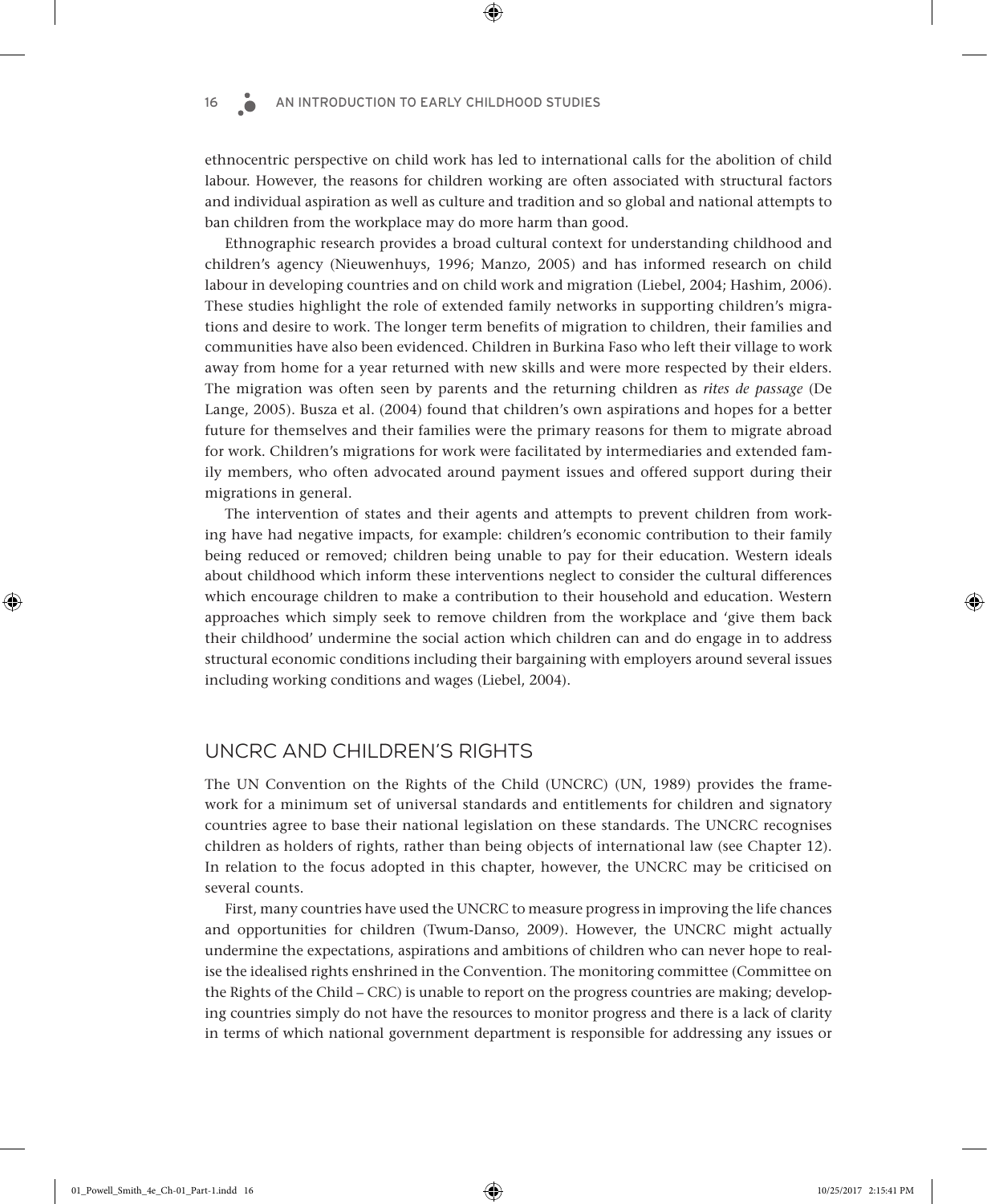ethnocentric perspective on child work has led to international calls for the abolition of child labour. However, the reasons for children working are often associated with structural factors and individual aspiration as well as culture and tradition and so global and national attempts to ban children from the workplace may do more harm than good.

Ethnographic research provides a broad cultural context for understanding childhood and children's agency (Nieuwenhuys, 1996; Manzo, 2005) and has informed research on child labour in developing countries and on child work and migration (Liebel, 2004; Hashim, 2006). These studies highlight the role of extended family networks in supporting children's migrations and desire to work. The longer term benefits of migration to children, their families and communities have also been evidenced. Children in Burkina Faso who left their village to work away from home for a year returned with new skills and were more respected by their elders. The migration was often seen by parents and the returning children as *rites de passage* (De Lange, 2005). Busza et al. (2004) found that children's own aspirations and hopes for a better future for themselves and their families were the primary reasons for them to migrate abroad for work. Children's migrations for work were facilitated by intermediaries and extended family members, who often advocated around payment issues and offered support during their migrations in general.

The intervention of states and their agents and attempts to prevent children from working have had negative impacts, for example: children's economic contribution to their family being reduced or removed; children being unable to pay for their education. Western ideals about childhood which inform these interventions neglect to consider the cultural differences which encourage children to make a contribution to their household and education. Western approaches which simply seek to remove children from the workplace and 'give them back their childhood' undermine the social action which children can and do engage in to address structural economic conditions including their bargaining with employers around several issues including working conditions and wages (Liebel, 2004).

## UNCRC AND CHILDREN'S RIGHTS

The UN Convention on the Rights of the Child (UNCRC) (UN, 1989) provides the framework for a minimum set of universal standards and entitlements for children and signatory countries agree to base their national legislation on these standards. The UNCRC recognises children as holders of rights, rather than being objects of international law (see Chapter 12). In relation to the focus adopted in this chapter, however, the UNCRC may be criticised on several counts.

First, many countries have used the UNCRC to measure progress in improving the life chances and opportunities for children (Twum-Danso, 2009). However, the UNCRC might actually undermine the expectations, aspirations and ambitions of children who can never hope to realise the idealised rights enshrined in the Convention. The monitoring committee (Committee on the Rights of the Child – CRC) is unable to report on the progress countries are making; developing countries simply do not have the resources to monitor progress and there is a lack of clarity in terms of which national government department is responsible for addressing any issues or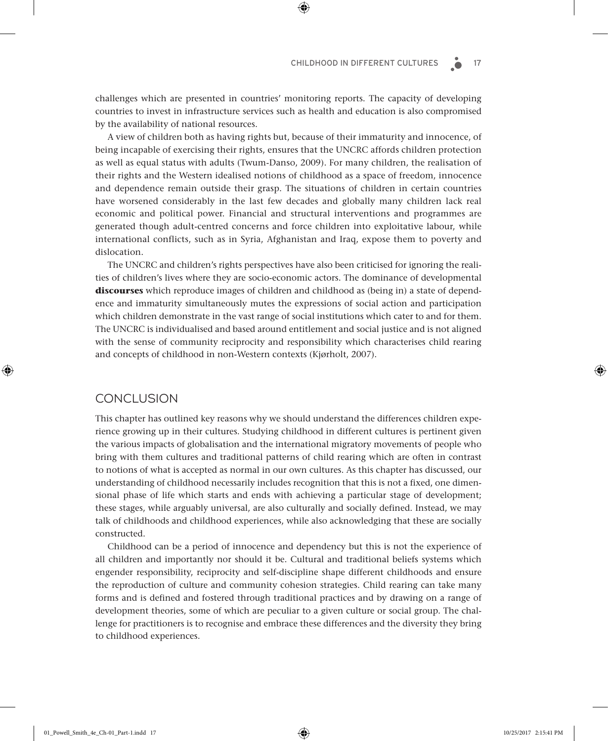challenges which are presented in countries' monitoring reports. The capacity of developing countries to invest in infrastructure services such as health and education is also compromised by the availability of national resources.

A view of children both as having rights but, because of their immaturity and innocence, of being incapable of exercising their rights, ensures that the UNCRC affords children protection as well as equal status with adults (Twum-Danso, 2009). For many children, the realisation of their rights and the Western idealised notions of childhood as a space of freedom, innocence and dependence remain outside their grasp. The situations of children in certain countries have worsened considerably in the last few decades and globally many children lack real economic and political power. Financial and structural interventions and programmes are generated though adult-centred concerns and force children into exploitative labour, while international conflicts, such as in Syria, Afghanistan and Iraq, expose them to poverty and dislocation.

The UNCRC and children's rights perspectives have also been criticised for ignoring the realities of children's lives where they are socio-economic actors. The dominance of developmental **discourses** which reproduce images of children and childhood as (being in) a state of dependence and immaturity simultaneously mutes the expressions of social action and participation which children demonstrate in the vast range of social institutions which cater to and for them. The UNCRC is individualised and based around entitlement and social justice and is not aligned with the sense of community reciprocity and responsibility which characterises child rearing and concepts of childhood in non-Western contexts (Kjørholt, 2007).

## CONCLUSION

This chapter has outlined key reasons why we should understand the differences children experience growing up in their cultures. Studying childhood in different cultures is pertinent given the various impacts of globalisation and the international migratory movements of people who bring with them cultures and traditional patterns of child rearing which are often in contrast to notions of what is accepted as normal in our own cultures. As this chapter has discussed, our understanding of childhood necessarily includes recognition that this is not a fixed, one dimensional phase of life which starts and ends with achieving a particular stage of development; these stages, while arguably universal, are also culturally and socially defined. Instead, we may talk of childhoods and childhood experiences, while also acknowledging that these are socially constructed.

Childhood can be a period of innocence and dependency but this is not the experience of all children and importantly nor should it be. Cultural and traditional beliefs systems which engender responsibility, reciprocity and self-discipline shape different childhoods and ensure the reproduction of culture and community cohesion strategies. Child rearing can take many forms and is defined and fostered through traditional practices and by drawing on a range of development theories, some of which are peculiar to a given culture or social group. The challenge for practitioners is to recognise and embrace these differences and the diversity they bring to childhood experiences.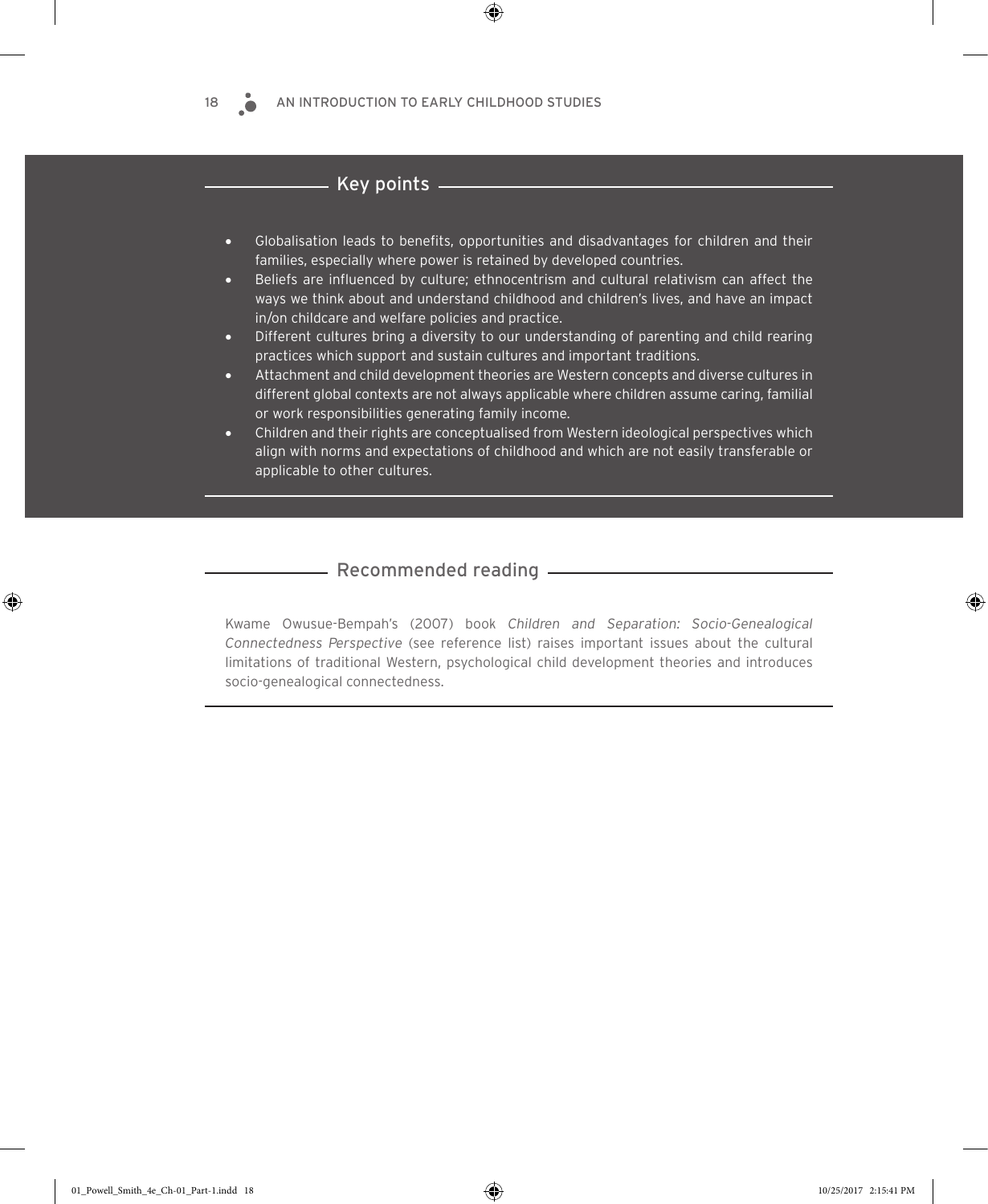## Key points

- Globalisation leads to benefits, opportunities and disadvantages for children and their families, especially where power is retained by developed countries.
- Beliefs are influenced by culture; ethnocentrism and cultural relativism can affect the ways we think about and understand childhood and children's lives, and have an impact in/on childcare and welfare policies and practice.
- Different cultures bring a diversity to our understanding of parenting and child rearing practices which support and sustain cultures and important traditions.
- Attachment and child development theories are Western concepts and diverse cultures in different global contexts are not always applicable where children assume caring, familial or work responsibilities generating family income.
- Children and their rights are conceptualised from Western ideological perspectives which align with norms and expectations of childhood and which are not easily transferable or applicable to other cultures.

## Recommended reading

Kwame Owusue-Bempah's (2007) book *Children and Separation: Socio-Genealogical Connectedness Perspective* (see reference list) raises important issues about the cultural limitations of traditional Western, psychological child development theories and introduces socio-genealogical connectedness.